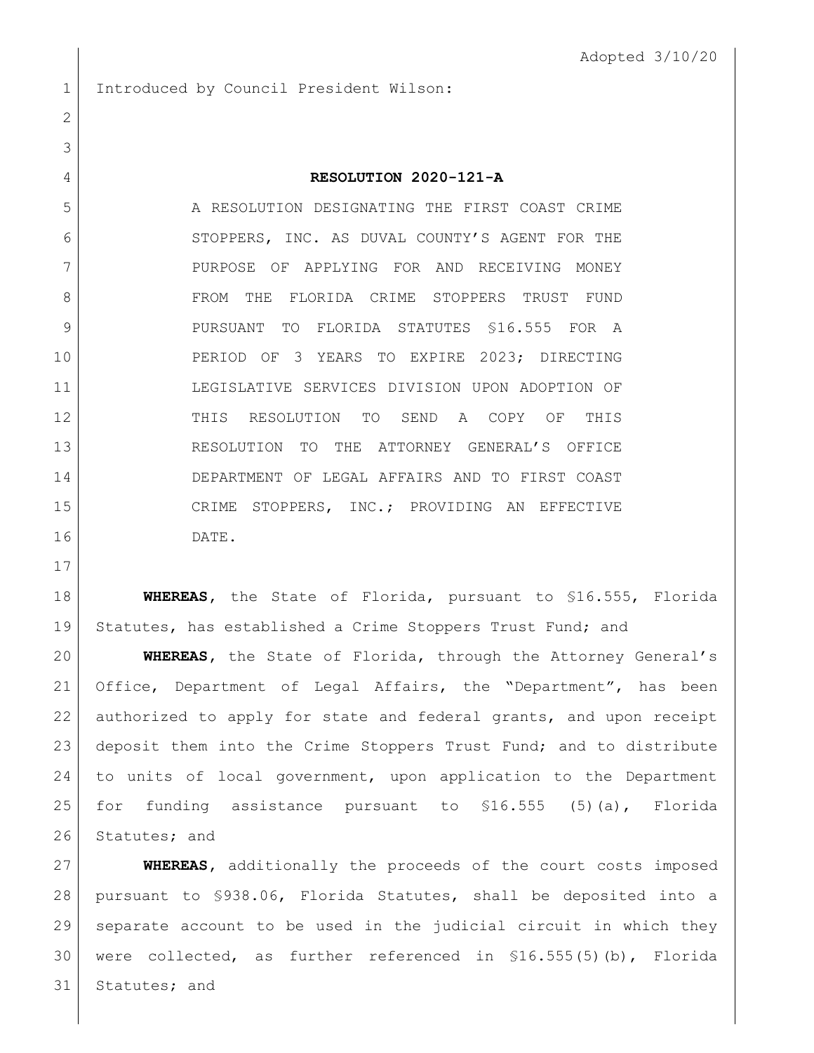Adopted 3/10/20

Introduced by Council President Wilson:

# RESOLUTION 2020-121-A

A RESOLUTION DESIGNATING THE FIRST COAST CRIME STOPPERS, INC. AS DUVAL COUNTY'S AGENT FOR THE PURPOSE OF APPLYING FOR AND RECEIVING MONEY FROM THE FLORIDA CRIME STOPPERS TRUST FUND PURSUANT TO FLORIDA STATUTES §16.555 FOR A PERIOD OF 3 YEARS TO EXPIRE 2023; DIRECTING LEGISLATIVE SERVICES DIVISION UPON ADOPTION OF THIS RESOLUTION TO SEND A COPY OF THIS RESOLUTION TO THE ATTORNEY GENERAL'S OFFICE DEPARTMENT OF LEGAL AFFAIRS AND TO FIRST COAST CRIME STOPPERS, INC.; PROVIDING AN EFFECTIVE DATE.

**WHEREAS**, the State of Florida, pursuant to §16.555, Florida Statutes, has established a Crime Stoppers Trust Fund; and

**WHEREAS**, the State of Florida, through the Attorney General's Office, Department of Legal Affairs, the "Department", has been authorized to apply for state and federal grants, and upon receipt deposit them into the Crime Stoppers Trust Fund; and to distribute to units of local government, upon application to the Department for funding assistance pursuant to §16.555 (5)(a), Florida Statutes; and

**WHEREAS**, additionally the proceeds of the court costs imposed pursuant to §938.06, Florida Statutes, shall be deposited into a separate account to be used in the judicial circuit in which they were collected, as further referenced in §16.555(5)(b), Florida Statutes; and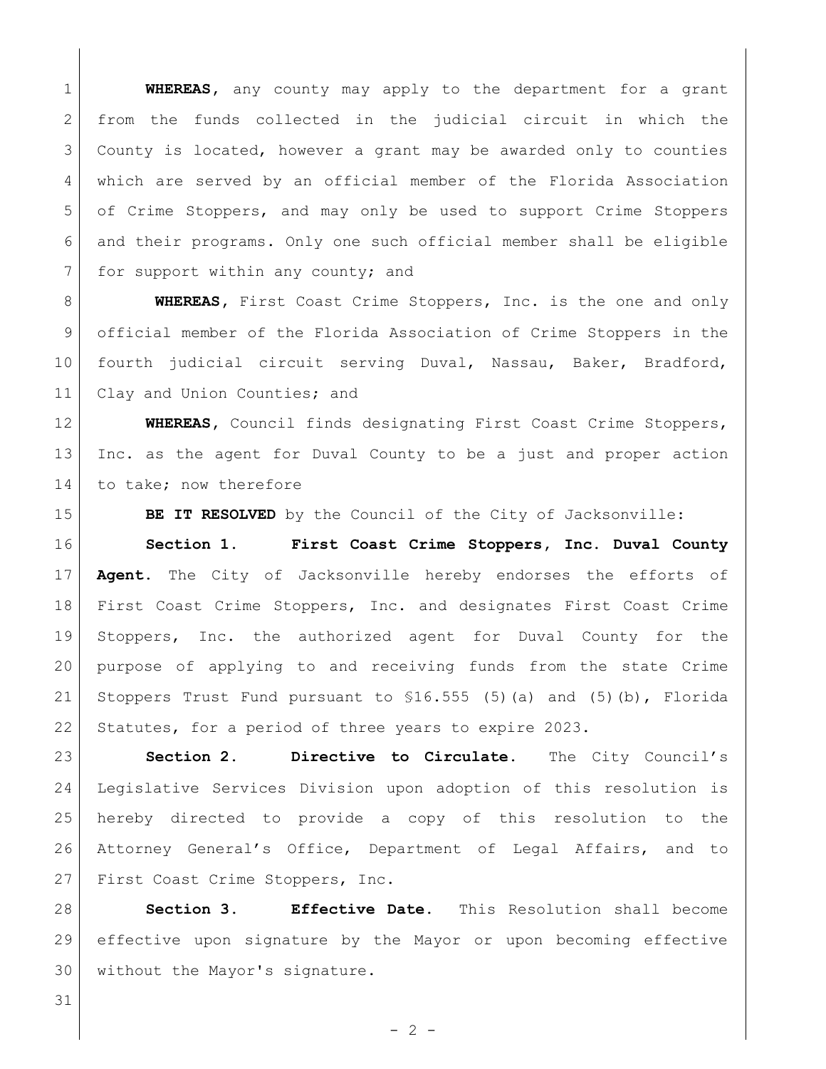**WHEREAS,** any county may apply to the department for a grant from the funds collected in the judicial circuit in which the County is located, however a grant may be awarded only to counties which are served by an official member of the Florida Association of Crime Stoppers, and may only be used to support Crime Stoppers and their programs. Only one such official member shall be eligible for support within any county; and

**WHEREAS,** First Coast Crime Stoppers, Inc. is the one and only official member of the Florida Association of Crime Stoppers in the fourth judicial circuit serving Duval, Nassau, Baker, Bradford, Clay and Union Counties; and

**WHEREAS,** Council finds designating First Coast Crime Stoppers, Inc. as the agent for Duval County to be a just and proper action to take; now therefore

**BE IT RESOLVED** by the Council of the City of Jacksonville:

**Section 1. First Coast Crime Stoppers, Inc. Duval County Agent.** The City of Jacksonville hereby endorses the efforts of First Coast Crime Stoppers, Inc. and designates First Coast Crime Stoppers, Inc. the authorized agent for Duval County for the purpose of applying to and receiving funds from the state Crime Stoppers Trust Fund pursuant to §16.555 (5)(a) and (5)(b), Florida Statutes, for a period of three years to expire 2023.

**Section 2. Directive to Circulate.** The City Council's Legislative Services Division upon adoption of this resolution is hereby directed to provide a copy of this resolution to the Attorney General's Office, Department of Legal Affairs, and to First Coast Crime Stoppers, Inc.

**Section 3. Effective Date.** This Resolution shall become effective upon signature by the Mayor or upon becoming effective without the Mayor's signature.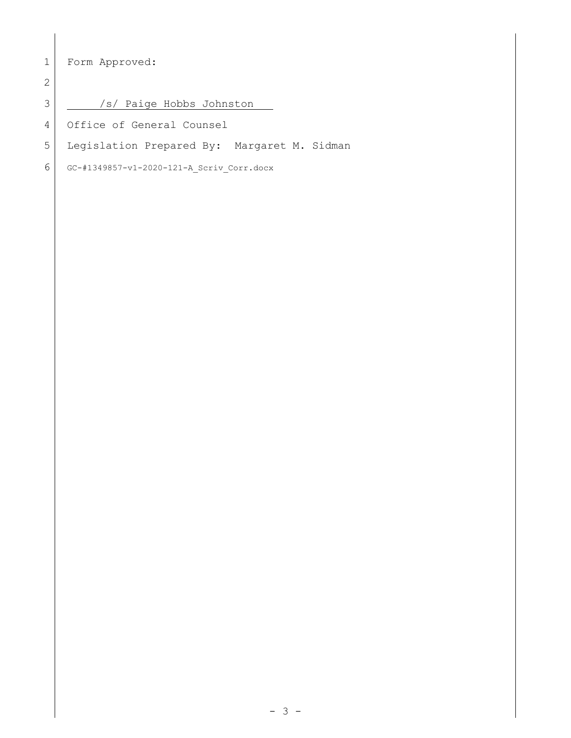Form Approved:

/s/ Paige Hobbs Johnston

Office of General Counsel

Legislation Prepared By: Margaret M. Sidman

GC-#1349857-v1-2020-121-A_Scriv_Corr.docx